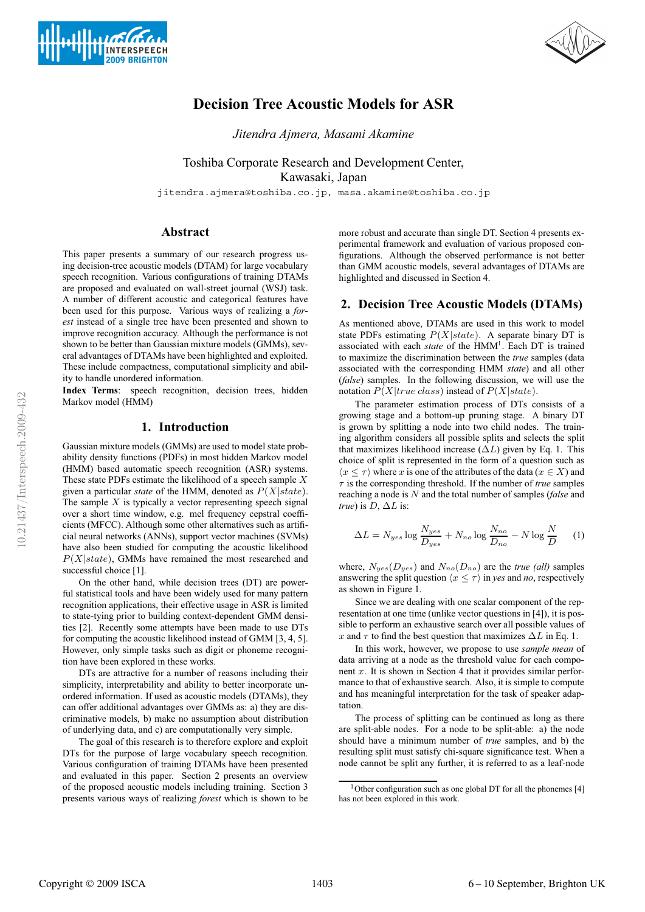# Decision Tree Acoustic Models for ASR

*Jitendra Ajmera, Masami Akamine*

Toshiba Corporate Research and Development Center,
Kawasaki, Japan

jitendra.ajmera@toshiba.co.jp, masa.akamine@toshiba.co.jp

## Abstract

This paper presents a summary of our research progress using decision-tree acoustic models (DTAM) for large vocabulary speech recognition. Various configurations of training DTAMs are proposed and evaluated on wall-street journal (WSJ) task. A number of different acoustic and categorical features have been used for this purpose. Various ways of realizing a *forest* instead of a single tree have been presented and shown to improve recognition accuracy. Although the performance is not shown to be better than Gaussian mixture models (GMMs), several advantages of DTAMs have been highlighted and exploited. These include compactness, computational simplicity and ability to handle unordered information.

**Index Terms**: speech recognition, decision trees, hidden Markov model (HMM)

## 1. Introduction

Gaussian mixture models (GMMs) are used to model state probability density functions (PDFs) in most hidden Markov model (HMM) based automatic speech recognition (ASR) systems. These state PDFs estimate the likelihood of a speech sample $X$ given a particular *state* of the HMM, denoted as $P(X|state)$. The sample $X$ is typically a vector representing speech signal over a short time window, e.g. mel frequency cepstral coefficients (MFCC). Although some other alternatives such as artificial neural networks (ANNs), support vector machines (SVMs) have also been studied for computing the acoustic likelihood $P(X|state)$, GMMs have remained the most researched and successful choice [1].

On the other hand, while decision trees (DT) are powerful statistical tools and have been widely used for many pattern recognition applications, their effective usage in ASR is limited to state-tying prior to building context-dependent GMM densities [2]. Recently some attempts have been made to use DTs for computing the acoustic likelihood instead of GMM [3, 4, 5]. However, only simple tasks such as digit or phoneme recognition have been explored in these works.

DTs are attractive for a number of reasons including their simplicity, interpretability and ability to better incorporate unordered information. If used as acoustic models (DTAMs), they can offer additional advantages over GMMs as: a) they are discriminative models, b) make no assumption about distribution of underlying data, and c) are computationally very simple.

The goal of this research is to therefore explore and exploit DTs for the purpose of large vocabulary speech recognition. Various configuration of training DTAMs have been presented and evaluated in this paper. Section 2 presents an overview of the proposed acoustic models including training. Section 3 presents various ways of realizing *forest* which is shown to be more robust and accurate than single DT. Section 4 presents experimental framework and evaluation of various proposed configurations. Although the observed performance is not better than GMM acoustic models, several advantages of DTAMs are highlighted and discussed in Section 4.

## 2. Decision Tree Acoustic Models (DTAMs)

As mentioned above, DTAMs are used in this work to model state PDFs estimating $P(X|state)$. A separate binary DT is associated with each *state* of the HMM[1]. Each DT is trained to maximize the discrimination between the *true* samples (data associated with the corresponding HMM *state*) and all other (*false*) samples. In the following discussion, we will use the notation $P(X|true\ class)$ instead of $P(X|state)$.

The parameter estimation process of DTs consists of a growing stage and a bottom-up pruning stage. A binary DT is grown by splitting a node into two child nodes. The training algorithm considers all possible splits and selects the split that maximizes likelihood increase ($\Delta L$) given by Eq. 1. This choice of split is represented in the form of a question such as $\langle x \leq \tau \rangle$ where $x$ is one of the attributes of the data ($x \in X$) and $\tau$ is the corresponding threshold. If the number of *true* samples reaching a node is $N$ and the total number of samples (*false* and *true*) is $D$, $\Delta L$ is:

$$\Delta L = N_{yes} \log \frac{N_{yes}}{D_{yes}} + N_{no} \log \frac{N_{no}}{D_{no}} - N \log \frac{N}{D} \quad (1)$$

where, $N_{yes}(D_{yes})$ and $N_{no}(D_{no})$ are the *true (all)* samples answering the split question $\langle x \leq \tau \rangle$ in *yes* and *no*, respectively as shown in Figure 1.

Since we are dealing with one scalar component of the representation at one time (unlike vector questions in [4]), it is possible to perform an exhaustive search over all possible values of $x$ and $\tau$ to find the best question that maximizes $\Delta L$ in Eq. 1.

In this work, however, we propose to use *sample mean* of data arriving at a node as the threshold value for each component $x$. It is shown in Section 4 that it provides similar performance to that of exhaustive search. Also, it is simple to compute and has meaningful interpretation for the task of speaker adaptation.

The process of splitting can be continued as long as there are split-able nodes. For a node to be split-able: a) the node should have a minimum number of *true* samples, and b) the resulting split must satisfy chi-square significance test. When a node cannot be split any further, it is referred to as a leaf-node

[1] Other configuration such as one global DT for all the phonemes [4] has not been explored in this work.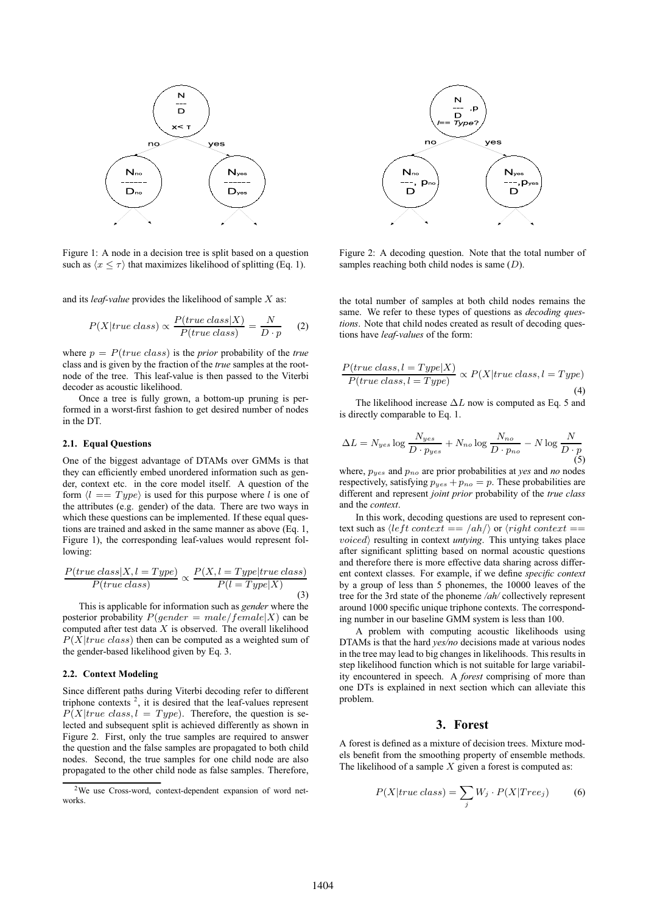Figure 1: A node in a decision tree is split based on a question such as $\langle x \leq \tau \rangle$ that maximizes likelihood of splitting (Eq. 1).

Figure 2: A decoding question. Note that the total number of samples reaching both child nodes is same ($D$).

and its *leaf-value* provides the likelihood of sample $X$ as:

$$P(X|true\ class) \propto \frac{P(true\ class|X)}{P(true\ class)} = \frac{N}{D \cdot p} \quad (2)$$

where $p = P(true\ class)$ is the *prior* probability of the *true* class and is given by the fraction of the *true* samples at the root-node of the tree. This leaf-value is then passed to the Viterbi decoder as acoustic likelihood.

Once a tree is fully grown, a bottom-up pruning is performed in a worst-first fashion to get desired number of nodes in the DT.

### 2.1. Equal Questions

One of the biggest advantage of DTAMs over GMMs is that they can efficiently embed unordered information such as gender, context etc. in the core model itself. A question of the form $\langle l == Type \rangle$ is used for this purpose where $l$ is one of the attributes (e.g. gender) of the data. There are two ways in which these questions can be implemented. If these equal questions are trained and asked in the same manner as above (Eq. 1, Figure 1), the corresponding leaf-values would represent following:

$$\frac{P(true\ class|X, l = Type)}{P(true\ class)} \propto \frac{P(X, l = Type|true\ class)}{P(l = Type|X)} \quad (3)$$

This is applicable for information such as *gender* where the posterior probability $P(gender = male/female|X)$ can be computed after test data $X$ is observed. The overall likelihood $P(X|true\ class)$ then can be computed as a weighted sum of the gender-based likelihood given by Eq. 3.

### 2.2. Context Modeling

Since different paths during Viterbi decoding refer to different triphone contexts [2], it is desired that the leaf-values represent $P(X|true\ class, l = Type)$. Therefore, the question is selected and subsequent split is achieved differently as shown in Figure 2. First, only the true samples are required to answer the question and the false samples are propagated to both child nodes. Second, the true samples for one child node are also propagated to the other child node as false samples. Therefore, the total number of samples at both child nodes remains the same. We refer to these types of questions as *decoding questions*. Note that child nodes created as result of decoding questions have *leaf-values* of the form:

$$\frac{P(true\ class, l = Type|X)}{P(true\ class, l = Type)} \propto P(X|true\ class, l = Type) \quad (4)$$

The likelihood increase $\Delta L$ now is computed as Eq. 5 and is directly comparable to Eq. 1.

$$\Delta L = N_{yes} \log \frac{N_{yes}}{D \cdot p_{yes}} + N_{no} \log \frac{N_{no}}{D \cdot p_{no}} - N \log \frac{N}{D \cdot p} \quad (5)$$

where, $p_{yes}$ and $p_{no}$ are prior probabilities at *yes* and *no* nodes respectively, satisfying $p_{yes} + p_{no} = p$. These probabilities are different and represent *joint prior* probability of the *true class* and the *context*.

In this work, decoding questions are used to represent context such as $\langle left\ context == /ah/ \rangle$ or $\langle right\ context == voiced \rangle$ resulting in context *untying*. This untying takes place after significant splitting based on normal acoustic questions and therefore there is more effective data sharing across different context classes. For example, if we define *specific context* by a group of less than 5 phonemes, the 10000 leaves of the tree for the 3rd state of the phoneme */ah/* collectively represent around 1000 specific unique triphone contexts. The corresponding number in our baseline GMM system is less than 100.

A problem with computing acoustic likelihoods using DTAMs is that the hard *yes/no* decisions made at various nodes in the tree may lead to big changes in likelihoods. This results in step likelihood function which is not suitable for large variability encountered in speech. A *forest* comprising of more than one DTs is explained in next section which can alleviate this problem.

## 3. Forest

A forest is defined as a mixture of decision trees. Mixture models benefit from the smoothing property of ensemble methods. The likelihood of a sample $X$ given a forest is computed as:

$$P(X|true\ class) = \sum_j W_j \cdot P(X|Tree_j) \quad (6)$$

[2] We use Cross-word, context-dependent expansion of word networks.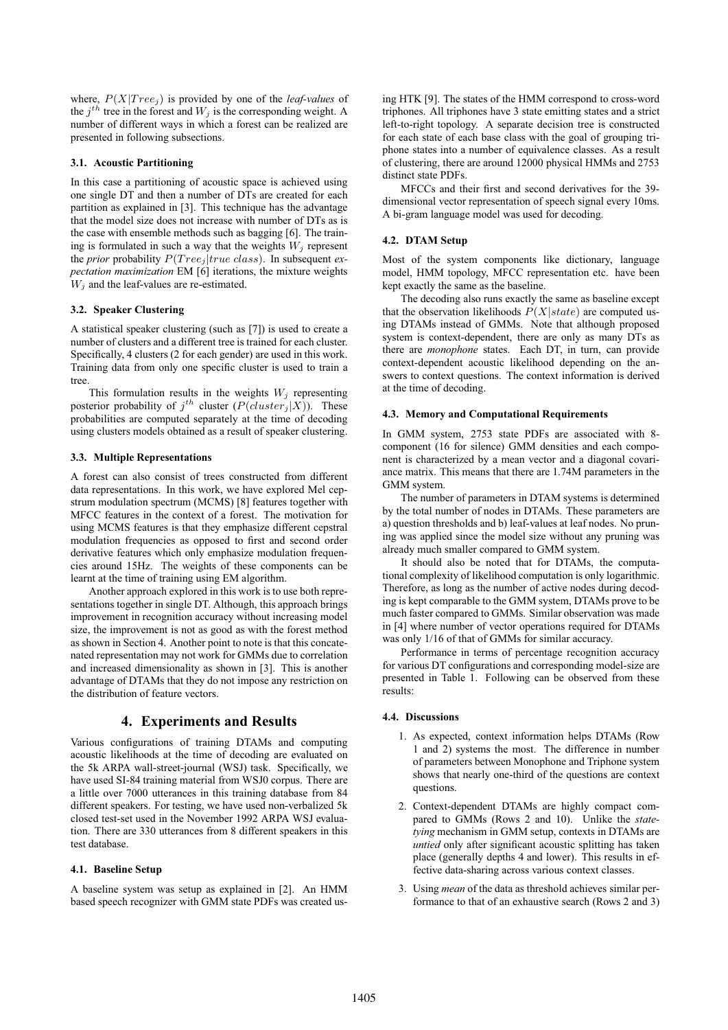where, $P(X|Tree_j)$ is provided by one of the *leaf-values* of the $j^{th}$ tree in the forest and $W_j$ is the corresponding weight. A number of different ways in which a forest can be realized are presented in following subsections.

### 3.1. Acoustic Partitioning

In this case a partitioning of acoustic space is achieved using one single DT and then a number of DTs are created for each partition as explained in [3]. This technique has the advantage that the model size does not increase with number of DTs as is the case with ensemble methods such as bagging [6]. The training is formulated in such a way that the weights $W_j$ represent the *prior* probability $P(Tree_j|true\ class)$. In subsequent *expectation maximization* EM [6] iterations, the mixture weights $W_j$ and the leaf-values are re-estimated.

### 3.2. Speaker Clustering

A statistical speaker clustering (such as [7]) is used to create a number of clusters and a different tree is trained for each cluster. Specifically, 4 clusters (2 for each gender) are used in this work. Training data from only one specific cluster is used to train a tree.

This formulation results in the weights $W_j$ representing posterior probability of $j^{th}$ cluster ($P(cluster_j|X)$). These probabilities are computed separately at the time of decoding using clusters models obtained as a result of speaker clustering.

### 3.3. Multiple Representations

A forest can also consist of trees constructed from different data representations. In this work, we have explored Mel cepstrum modulation spectrum (MCMS) [8] features together with MFCC features in the context of a forest. The motivation for using MCMS features is that they emphasize different cepstral modulation frequencies as opposed to first and second order derivative features which only emphasize modulation frequencies around 15Hz. The weights of these components can be learnt at the time of training using EM algorithm.

Another approach explored in this work is to use both representations together in single DT. Although, this approach brings improvement in recognition accuracy without increasing model size, the improvement is not as good as with the forest method as shown in Section 4. Another point to note is that this concatenated representation may not work for GMMs due to correlation and increased dimensionality as shown in [3]. This is another advantage of DTAMs that they do not impose any restriction on the distribution of feature vectors.

## 4. Experiments and Results

Various configurations of training DTAMs and computing acoustic likelihoods at the time of decoding are evaluated on the 5k ARPA wall-street-journal (WSJ) task. Specifically, we have used SI-84 training material from WSJ0 corpus. There are a little over 7000 utterances in this training database from 84 different speakers. For testing, we have used non-verbalized 5k closed test-set used in the November 1992 ARPA WSJ evaluation. There are 330 utterances from 8 different speakers in this test database.

### 4.1. Baseline Setup

A baseline system was setup as explained in [2]. An HMM based speech recognizer with GMM state PDFs was created using HTK [9]. The states of the HMM correspond to cross-word triphones. All triphones have 3 state emitting states and a strict left-to-right topology. A separate decision tree is constructed for each state of each base class with the goal of grouping triphone states into a number of equivalence classes. As a result of clustering, there are around 12000 physical HMMs and 2753 distinct state PDFs.

MFCCs and their first and second derivatives for the 39-dimensional vector representation of speech signal every 10ms. A bi-gram language model was used for decoding.

### 4.2. DTAM Setup

Most of the system components like dictionary, language model, HMM topology, MFCC representation etc. have been kept exactly the same as the baseline.

The decoding also runs exactly the same as baseline except that the observation likelihoods $P(X|state)$ are computed using DTAMs instead of GMMs. Note that although proposed system is context-dependent, there are only as many DTs as there are *monophone* states. Each DT, in turn, can provide context-dependent acoustic likelihood depending on the answers to context questions. The context information is derived at the time of decoding.

### 4.3. Memory and Computational Requirements

In GMM system, 2753 state PDFs are associated with 8-component (16 for silence) GMM densities and each component is characterized by a mean vector and a diagonal covariance matrix. This means that there are 1.74M parameters in the GMM system.

The number of parameters in DTAM systems is determined by the total number of nodes in DTAMs. These parameters are a) question thresholds and b) leaf-values at leaf nodes. No pruning was applied since the model size without any pruning was already much smaller compared to GMM system.

It should also be noted that for DTAMs, the computational complexity of likelihood computation is only logarithmic. Therefore, as long as the number of active nodes during decoding is kept comparable to the GMM system, DTAMs prove to be much faster compared to GMMs. Similar observation was made in [4] where number of vector operations required for DTAMs was only 1/16 of that of GMMs for similar accuracy.

Performance in terms of percentage recognition accuracy for various DT configurations and corresponding model-size are presented in Table 1. Following can be observed from these results:

### 4.4. Discussions

1. As expected, context information helps DTAMs (Row 1 and 2) systems the most. The difference in number of parameters between Monophone and Triphone system shows that nearly one-third of the questions are context questions.
2. Context-dependent DTAMs are highly compact compared to GMMs (Rows 2 and 10). Unlike the *state-tying* mechanism in GMM setup, contexts in DTAMs are *untied* only after significant acoustic splitting has taken place (generally depths 4 and lower). This results in effective data-sharing across various context classes.
3. Using *mean* of the data as threshold achieves similar performance to that of an exhaustive search (Rows 2 and 3)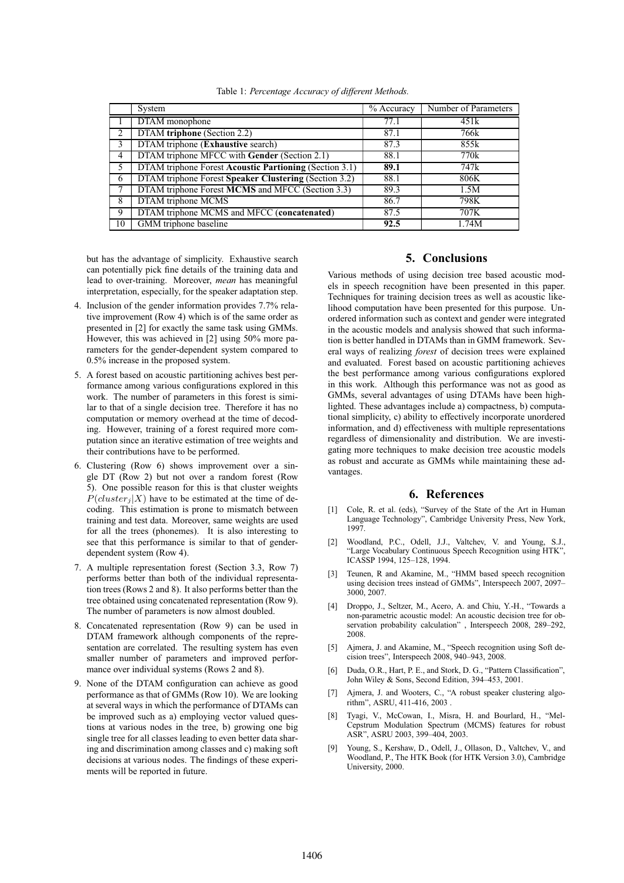Table 1: *Percentage Accuracy of different Methods.*

| | System | % Accuracy | Number of Parameters |
|---|---|---|---|
| 1 | DTAM monophone | 77.1 | 451k |
| 2 | DTAM **triphone** (Section 2.2) | 87.1 | 766k |
| 3 | DTAM triphone (**Exhaustive** search) | 87.3 | 855k |
| 4 | DTAM triphone MFCC with **Gender** (Section 2.1) | 88.1 | 770k |
| 5 | DTAM triphone Forest **Acoustic Partioning** (Section 3.1) | **89.1** | 747k |
| 6 | DTAM triphone Forest **Speaker Clustering** (Section 3.2) | 88.1 | 806K |
| 7 | DTAM triphone Forest **MCMS** and MFCC (Section 3.3) | 89.3 | 1.5M |
| 8 | DTAM triphone MCMS | 86.7 | 798K |
| 9 | DTAM triphone MCMS and MFCC (**concatenated**) | 87.5 | 707K |
| 10 | GMM triphone baseline | **92.5** | 1.74M |

but has the advantage of simplicity. Exhaustive search can potentially pick fine details of the training data and lead to over-training. Moreover, *mean* has meaningful interpretation, especially, for the speaker adaptation step.

4. Inclusion of the gender information provides 7.7% relative improvement (Row 4) which is of the same order as presented in [2] for exactly the same task using GMMs. However, this was achieved in [2] using 50% more parameters for the gender-dependent system compared to 0.5% increase in the proposed system.
5. A forest based on acoustic partitioning achives best performance among various configurations explored in this work. The number of parameters in this forest is similar to that of a single decision tree. Therefore it has no computation or memory overhead at the time of decoding. However, training of a forest required more computation since an iterative estimation of tree weights and their contributions have to be performed.
6. Clustering (Row 6) shows improvement over a single DT (Row 2) but not over a random forest (Row 5). One possible reason for this is that cluster weights $P(cluster_j|X)$ have to be estimated at the time of decoding. This estimation is prone to mismatch between training and test data. Moreover, same weights are used for all the trees (phonemes). It is also interesting to see that this performance is similar to that of gender-dependent system (Row 4).
7. A multiple representation forest (Section 3.3, Row 7) performs better than both of the individual representation trees (Rows 2 and 8). It also performs better than the tree obtained using concatenated representation (Row 9). The number of parameters is now almost doubled.
8. Concatenated representation (Row 9) can be used in DTAM framework although components of the representation are correlated. The resulting system has even smaller number of parameters and improved performance over individual systems (Rows 2 and 8).
9. None of the DTAM configuration can achieve as good performance as that of GMMs (Row 10). We are looking at several ways in which the performance of DTAMs can be improved such as a) employing vector valued questions at various nodes in the tree, b) growing one big single tree for all classes leading to even better data sharing and discrimination among classes and c) making soft decisions at various nodes. The findings of these experiments will be reported in future.

## 5. Conclusions

Various methods of using decision tree based acoustic models in speech recognition have been presented in this paper. Techniques for training decision trees as well as acoustic likelihood computation have been presented for this purpose. Unordered information such as context and gender were integrated in the acoustic models and analysis showed that such information is better handled in DTAMs than in GMM framework. Several ways of realizing *forest* of decision trees were explained and evaluated. Forest based on acoustic partitioning achieves the best performance among various configurations explored in this work. Although this performance was not as good as GMMs, several advantages of using DTAMs have been highlighted. These advantages include a) compactness, b) computational simplicity, c) ability to effectively incorporate unordered information, and d) effectiveness with multiple representations regardless of dimensionality and distribution. We are investigating more techniques to make decision tree acoustic models as robust and accurate as GMMs while maintaining these advantages.

## 6. References

[1] Cole, R. et al. (eds), "Survey of the State of the Art in Human Language Technology", Cambridge University Press, New York, 1997.

[2] Woodland, P.C., Odell, J.J., Valtchev, V. and Young, S.J., "Large Vocabulary Continuous Speech Recognition using HTK", ICASSP 1994, 125–128, 1994.

[3] Teunen, R and Akamine, M., "HMM based speech recognition using decision trees instead of GMMs", Interspeech 2007, 2097–3000, 2007.

[4] Droppo, J., Seltzer, M., Acero, A. and Chiu, Y.-H., "Towards a non-parametric acoustic model: An acoustic decision tree for observation probability calculation" , Interspeech 2008, 289–292, 2008.

[5] Ajmera, J. and Akamine, M., "Speech recognition using Soft decision trees", Interspeech 2008, 940–943, 2008.

[6] Duda, O.R., Hart, P. E., and Stork, D. G., "Pattern Classification", John Wiley & Sons, Second Edition, 394–453, 2001.

[7] Ajmera, J. and Wooters, C., "A robust speaker clustering algorithm", ASRU, 411-416, 2003 .

[8] Tyagi, V., McCowan, I., Misra, H. and Bourlard, H., "Mel-Cepstrum Modulation Spectrum (MCMS) features for robust ASR", ASRU 2003, 399–404, 2003.

[9] Young, S., Kershaw, D., Odell, J., Ollason, D., Valtchev, V., and Woodland, P., The HTK Book (for HTK Version 3.0), Cambridge University, 2000.